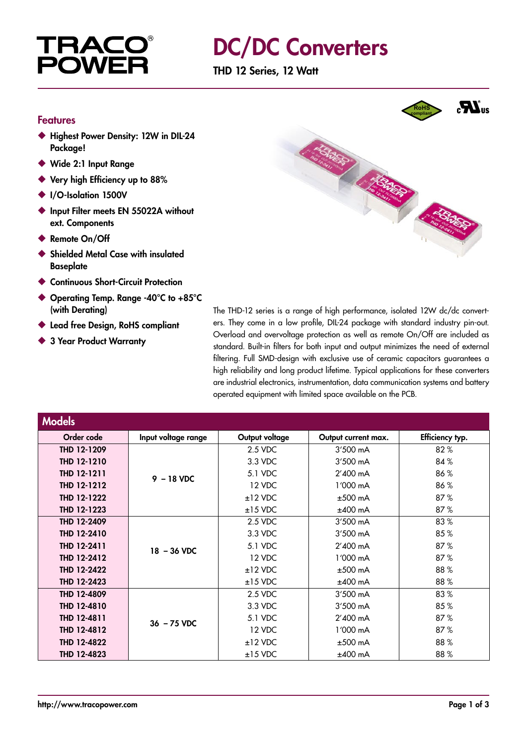# DC/DC Converters

## THD 12 Series, 12 Watt

### Features

- Highest Power Density: 12W in DIL-24 Package!
- Wide 2:1 Input Range
- Very high Efficiency up to 88%
- I/O-Isolation 1500V
- Input Filter meets EN 55022A without ext. Components
- Remote On/Off
- Shielded Metal Case with insulated Baseplate
- Continuous Short-Circuit Protection
- Operating Temp. Range -40°C to +85°C (with Derating)
- Lead free Design, RoHS compliant
- 3 Year Product Warranty

The THD-12 series is a range of high performance, isolated 12W dc/dc converters. They come in a low profile, DIL-24 package with standard industry pin-out. Overload and overvoltage protection as well as remote On/Off are included as standard. Built-in filters for both input and output minimizes the need of external filtering. Full SMD-design with exclusive use of ceramic capacitors guarantees a high reliability and long product lifetime. Typical applications for these converters are industrial electronics, instrumentation, data communication systems and battery operated equipment with limited space available on the PCB.

### Models

| Order code | Input voltage range | Output voltage | Output current max. | Efficiency typ. |
|---|---|---|---|---|
| THD 12-1209 | 9 – 18 VDC | 2.5 VDC | 3'500 mA | 82 % |
| THD 12-1210 | | 3.3 VDC | 3'500 mA | 84 % |
| THD 12-1211 | | 5.1 VDC | 2'400 mA | 86 % |
| THD 12-1212 | | 12 VDC | 1'000 mA | 86 % |
| THD 12-1222 | | ±12 VDC | ±500 mA | 87 % |
| THD 12-1223 | | ±15 VDC | ±400 mA | 87 % |
| THD 12-2409 | 18 – 36 VDC | 2.5 VDC | 3'500 mA | 83 % |
| THD 12-2410 | | 3.3 VDC | 3'500 mA | 85 % |
| THD 12-2411 | | 5.1 VDC | 2'400 mA | 87 % |
| THD 12-2412 | | 12 VDC | 1'000 mA | 87 % |
| THD 12-2422 | | ±12 VDC | ±500 mA | 88 % |
| THD 12-2423 | | ±15 VDC | ±400 mA | 88 % |
| THD 12-4809 | 36 – 75 VDC | 2.5 VDC | 3'500 mA | 83 % |
| THD 12-4810 | | 3.3 VDC | 3'500 mA | 85 % |
| THD 12-4811 | | 5.1 VDC | 2'400 mA | 87 % |
| THD 12-4812 | | 12 VDC | 1'000 mA | 87 % |
| THD 12-4822 | | ±12 VDC | ±500 mA | 88 % |
| THD 12-4823 | | ±15 VDC | ±400 mA | 88 % |

http://www.tracopower.com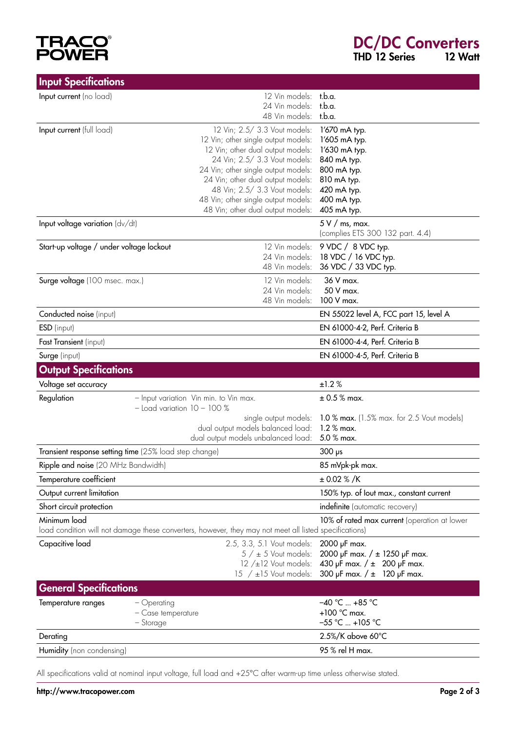## Input Specifications

| Parameter | Condition | Value |
|---|---|---|
| **Input current** (no load) | 12 Vin models:<br>24 Vin models:<br>48 Vin models: | t.b.a.<br>t.b.a.<br>t.b.a. |
| **Input current** (full load) | 12 Vin; 2.5/ 3.3 Vout models:<br>12 Vin; other single output models:<br>12 Vin; other dual output models:<br>24 Vin; 2.5/ 3.3 Vout models:<br>24 Vin; other single output models:<br>24 Vin; other dual output models:<br>48 Vin; 2.5/ 3.3 Vout models:<br>48 Vin; other single output models:<br>48 Vin; other dual output models: | 1'670 mA typ.<br>1'605 mA typ.<br>1'630 mA typ.<br>840 mA typ.<br>800 mA typ.<br>810 mA typ.<br>420 mA typ.<br>400 mA typ.<br>405 mA typ. |
| **Input voltage variation** (dv/dt) | | 5 V / ms, max.<br>(complies ETS 300 132 part. 4.4) |
| **Start-up voltage / under voltage lockout** | 12 Vin models:<br>24 Vin models:<br>48 Vin models: | 9 VDC / 8 VDC typ.<br>18 VDC / 16 VDC typ.<br>36 VDC / 33 VDC typ. |
| **Surge voltage** (100 msec. max.) | 12 Vin models:<br>24 Vin models:<br>48 Vin models: | 36 V max.<br>50 V max.<br>100 V max. |
| **Conducted noise** (input) | | EN 55022 level A, FCC part 15, level A |
| **ESD** (input) | | EN 61000-4-2, Perf. Criteria B |
| **Fast Transient** (input) | | EN 61000-4-4, Perf. Criteria B |
| **Surge** (input) | | EN 61000-4-5, Perf. Criteria B |

## Output Specifications

| Parameter | Condition | Value |
|---|---|---|
| **Voltage set accuracy** | | ±1.2 % |
| **Regulation** | – Input variation Vin min. to Vin max.<br>– Load variation 10 – 100 %<br>single output models:<br>dual output models balanced load:<br>dual output models unbalanced load: | ± 0.5 % max.<br><br>**1.0 % max.** (1.5% max. for 2.5 Vout models)<br>1.2 % max.<br>5.0 % max. |
| **Transient response setting time** (25% load step change) | | 300 µs |
| **Ripple and noise** (20 MHz Bandwidth) | | 85 mVpk-pk max. |
| **Temperature coefficient** | | ± 0.02 % /K |
| **Output current limitation** | | 150% typ. of Iout max., constant current |
| **Short circuit protection** | | **indefinite** (automatic recovery) |
| **Minimum load** | | **10% of rated max current** (operation at lower load condition will not damage these converters, however, they may not meet all listed specifications) |
| **Capacitive load** | 2.5, 3.3, 5.1 Vout models:<br>5 / ± 5 Vout models:<br>12 /±12 Vout models:<br>15 / ±15 Vout models: | 2000 µF max.<br>2000 µF max. / ± 1250 µF max.<br>430 µF max. / ± 200 µF max.<br>300 µF max. / ± 120 µF max. |

## General Specifications

| Parameter | Condition | Value |
|---|---|---|
| **Temperature ranges** | – Operating<br>– Case temperature<br>– Storage | –40 °C ... +85 °C<br>+100 °C max.<br>–55 °C ... +105 °C |
| **Derating** | | 2.5%/K above 60°C |
| **Humidity** (non condensing) | | 95 % rel H max. |

All specifications valid at nominal input voltage, full load and +25°C after warm-up time unless otherwise stated.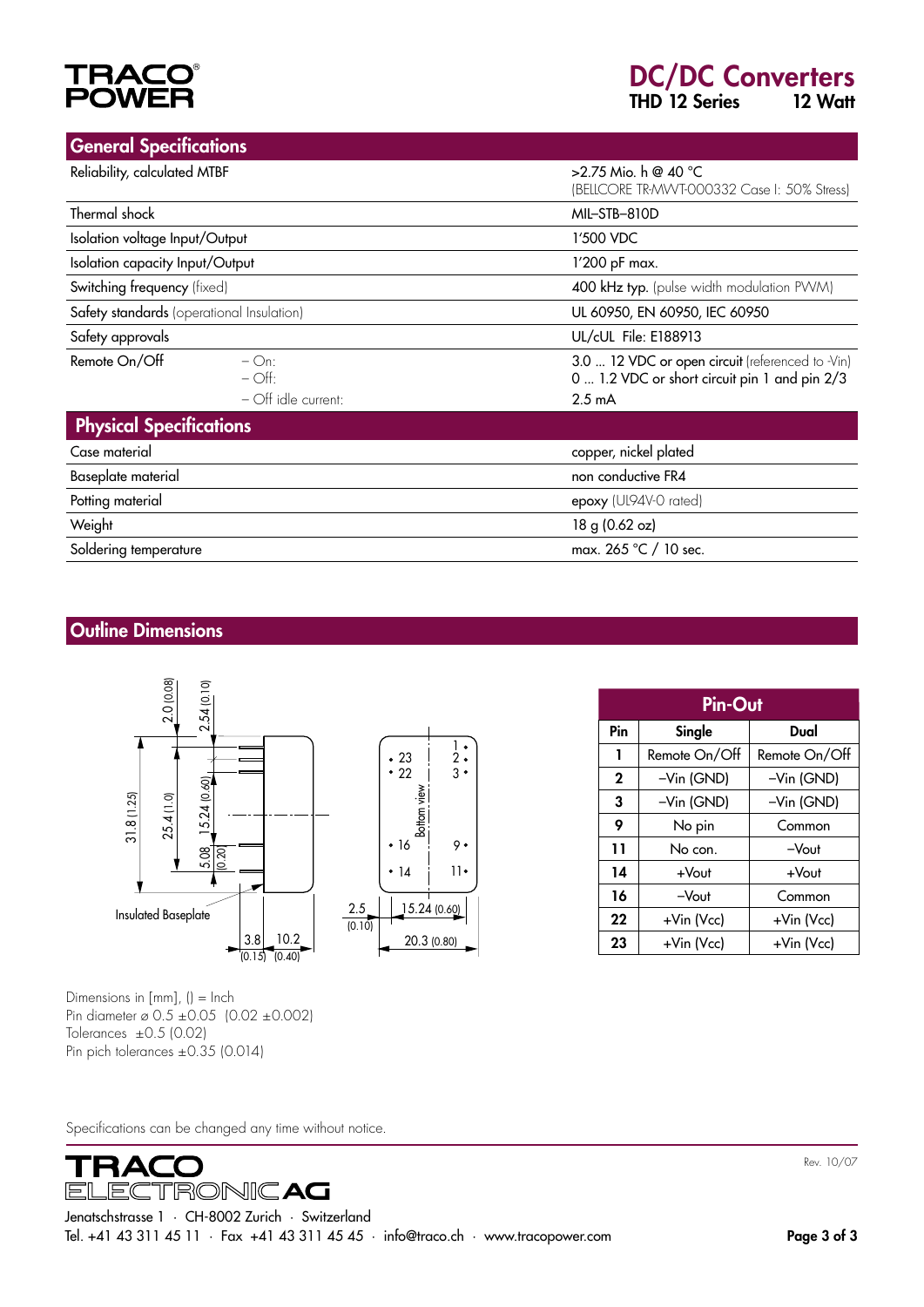## General Specifications

| | | |
|---|---|---|
| Reliability, calculated MTBF | | >2.75 Mio. h @ 40 °C (BELLCORE TR-NWT-000332 Case I: 50% Stress) |
| Thermal shock | | MIL–STB–810D |
| Isolation voltage Input/Output | | 1'500 VDC |
| Isolation capacity Input/Output | | 1'200 pF max. |
| Switching frequency (fixed) | | 400 kHz typ. (pulse width modulation PWM) |
| Safety standards (operational Insulation) | | UL 60950, EN 60950, IEC 60950 |
| Safety approvals | | UL/cUL File: E188913 |
| Remote On/Off | – On: | 3.0 ... 12 VDC or open circuit (referenced to -Vin) |
| | – Off: | 0 ... 1.2 VDC or short circuit pin 1 and pin 2/3 |
| | – Off idle current: | 2.5 mA |

## Physical Specifications

| | |
|---|---|
| Case material | copper, nickel plated |
| Baseplate material | non conductive FR4 |
| Potting material | epoxy (UL94V-0 rated) |
| Weight | 18 g (0.62 oz) |
| Soldering temperature | max. 265 °C / 10 sec. |

## Outline Dimensions

2.0 (0.08)
2.54 (0.10)
31.8 (1.25)
25.4 (1.0)
15.24 (0.60)
5.08 (0.20)
Insulated Baseplate
3.8 (0.15)
10.2 (0.40)
Bottom view
23
22
16
14
1
2
3
9
11
2.5 (0.10)
15.24 (0.60)
20.3 (0.80)

| Pin-Out | | |
|---|---|---|
| **Pin** | **Single** | **Dual** |
| **1** | Remote On/Off | Remote On/Off |
| **2** | –Vin (GND) | –Vin (GND) |
| **3** | –Vin (GND) | –Vin (GND) |
| **9** | No pin | Common |
| **11** | No con. | –Vout |
| **14** | +Vout | +Vout |
| **16** | –Vout | Common |
| **22** | +Vin (Vcc) | +Vin (Vcc) |
| **23** | +Vin (Vcc) | +Vin (Vcc) |

Dimensions in [mm], () = Inch
Pin diameter ø 0.5 ±0.05 (0.02 ±0.002)
Tolerances ±0.5 (0.02)
Pin pich tolerances ±0.35 (0.014)

Specifications can be changed any time without notice.

Rev. 10/07

TRACO ELECTRONIC AG
Jenatschstrasse 1 · CH-8002 Zurich · Switzerland
Tel. +41 43 311 45 11 · Fax +41 43 311 45 45 · info@traco.ch · www.tracopower.com